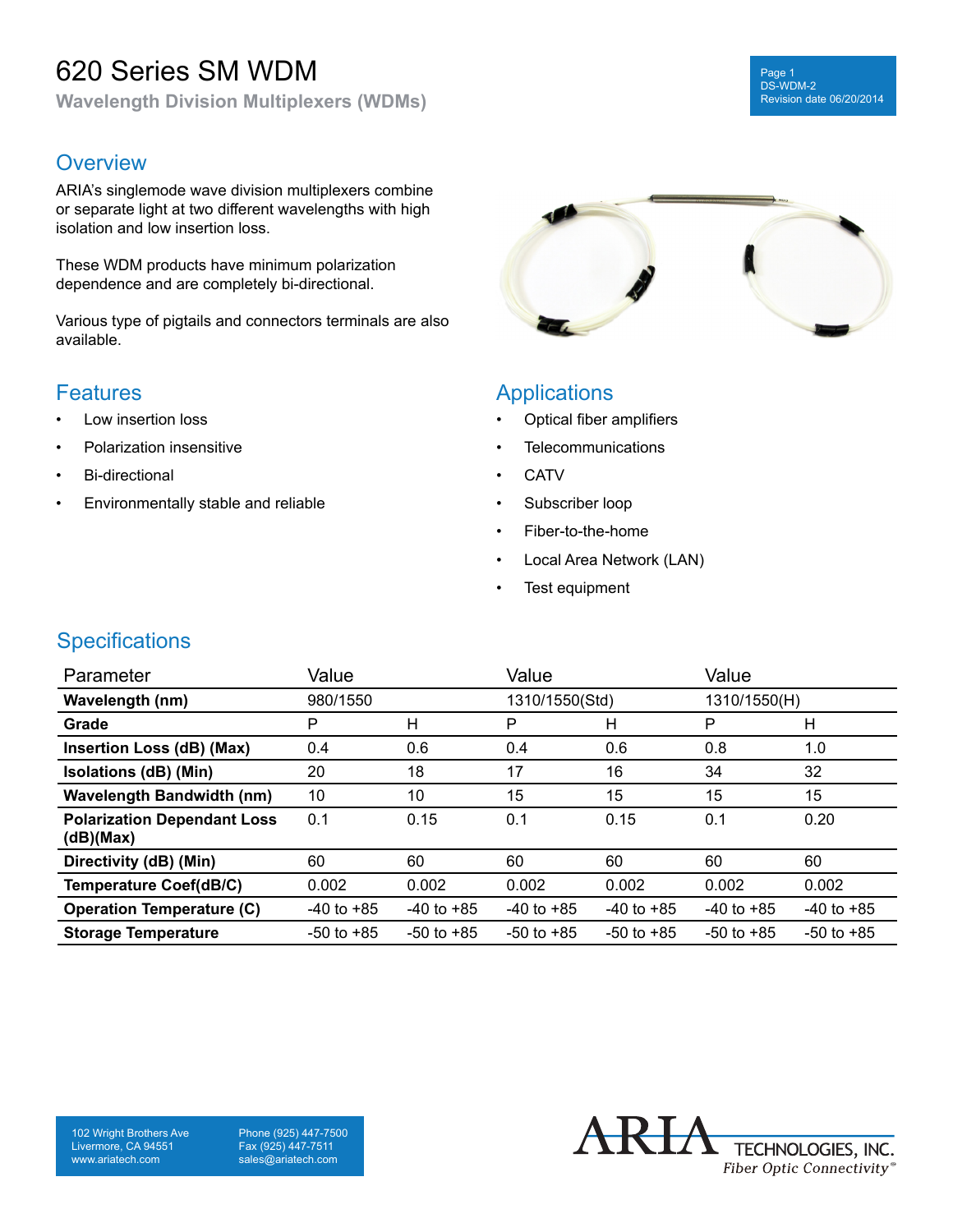# 620 Series SM WDM

**Wavelength Division Multiplexers (WDMs)**

## Overview

ARIA's singlemode wave division multiplexers combine or separate light at two different wavelengths with high isolation and low insertion loss.

These WDM products have minimum polarization dependence and are completely bi-directional.

Various type of pigtails and connectors terminals are also available.

## Features

- Low insertion loss
- Polarization insensitive
- Bi-directional
- Environmentally stable and reliable

## Applications

- Optical fiber amplifiers
- Telecommunications
- CATV
- Subscriber loop
- Fiber-to-the-home
- Local Area Network (LAN)
- Test equipment

## Specifications

| Parameter | Value | | Value | | Value | |
|---|---|---|---|---|---|---|
| **Wavelength (nm)** | 980/1550 | | 1310/1550(Std) | | 1310/1550(H) | |
| **Grade** | P | H | P | H | P | H |
| **Insertion Loss (dB) (Max)** | 0.4 | 0.6 | 0.4 | 0.6 | 0.8 | 1.0 |
| **Isolations (dB) (Min)** | 20 | 18 | 17 | 16 | 34 | 32 |
| **Wavelength Bandwidth (nm)** | 10 | 10 | 15 | 15 | 15 | 15 |
| **Polarization Dependant Loss (dB)(Max)** | 0.1 | 0.15 | 0.1 | 0.15 | 0.1 | 0.20 |
| **Directivity (dB) (Min)** | 60 | 60 | 60 | 60 | 60 | 60 |
| **Temperature Coef(dB/C)** | 0.002 | 0.002 | 0.002 | 0.002 | 0.002 | 0.002 |
| **Operation Temperature (C)** | -40 to +85 | -40 to +85 | -40 to +85 | -40 to +85 | -40 to +85 | -40 to +85 |
| **Storage Temperature** | -50 to +85 | -50 to +85 | -50 to +85 | -50 to +85 | -50 to +85 | -50 to +85 |

102 Wright Brothers Ave
Livermore, CA 94551
www.ariatech.com

Phone (925) 447-7500
Fax (925) 447-7511
sales@ariatech.com

ARIA TECHNOLOGIES, INC.
*Fiber Optic Connectivity*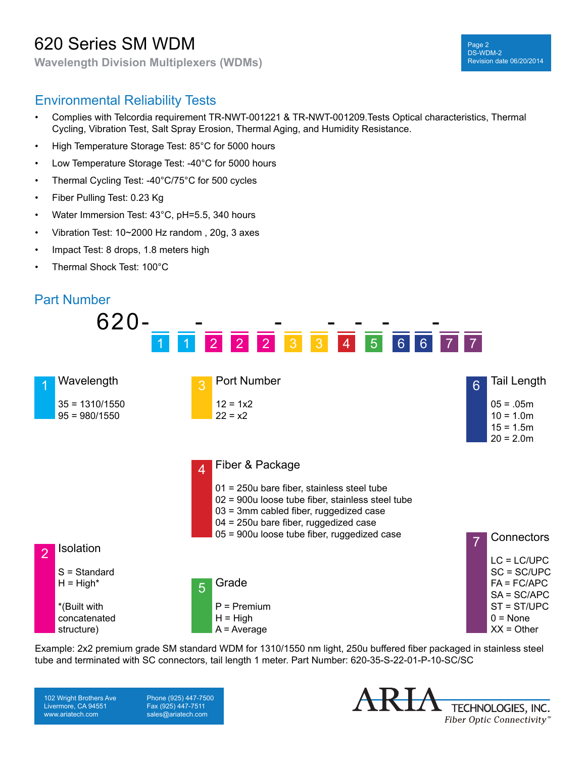# 620 Series SM WDM

**Wavelength Division Multiplexers (WDMs)**

## Environmental Reliability Tests

- Complies with Telcordia requirement TR-NWT-001221 & TR-NWT-001209.Tests Optical characteristics, Thermal Cycling, Vibration Test, Salt Spray Erosion, Thermal Aging, and Humidity Resistance.
- High Temperature Storage Test: 85°C for 5000 hours
- Low Temperature Storage Test: -40°C for 5000 hours
- Thermal Cycling Test: -40°C/75°C for 500 cycles
- Fiber Pulling Test: 0.23 Kg
- Water Immersion Test: 43°C, pH=5.5, 340 hours
- Vibration Test: 10~2000 Hz random , 20g, 3 axes
- Impact Test: 8 drops, 1.8 meters high
- Thermal Shock Test: 100°C

## Part Number

620-_ _-_ _ _-_ _-_-_-_ _-_ _

1 1 - 2 2 2 - 3 3 - 4 - 5 - 6 6 - 7 7

### 1 Wavelength

35 = 1310/1550
95 = 980/1550

### 2 Isolation

S = Standard
H = High*

*(Built with concatenated structure)

### 3 Port Number

12 = 1x2
22 = x2

### 4 Fiber & Package

01 = 250u bare fiber, stainless steel tube
02 = 900u loose tube fiber, stainless steel tube
03 = 3mm cabled fiber, ruggedized case
04 = 250u bare fiber, ruggedized case
05 = 900u loose tube fiber, ruggedized case

### 5 Grade

P = Premium
H = High
A = Average

### 6 Tail Length

05 = .05m
10 = 1.0m
15 = 1.5m
20 = 2.0m

### 7 Connectors

LC = LC/UPC
SC = SC/UPC
FA = FC/APC
SA = SC/APC
ST = ST/UPC
0 = None
XX = Other

Example: 2x2 premium grade SM standard WDM for 1310/1550 nm light, 250u buffered fiber packaged in stainless steel tube and terminated with SC connectors, tail length 1 meter. Part Number: 620-35-S-22-01-P-10-SC/SC

102 Wright Brothers Ave
Livermore, CA 94551
www.ariatech.com

Phone (925) 447-7500
Fax (925) 447-7511
sales@ariatech.com

ARIA TECHNOLOGIES, INC.
*Fiber Optic Connectivity*